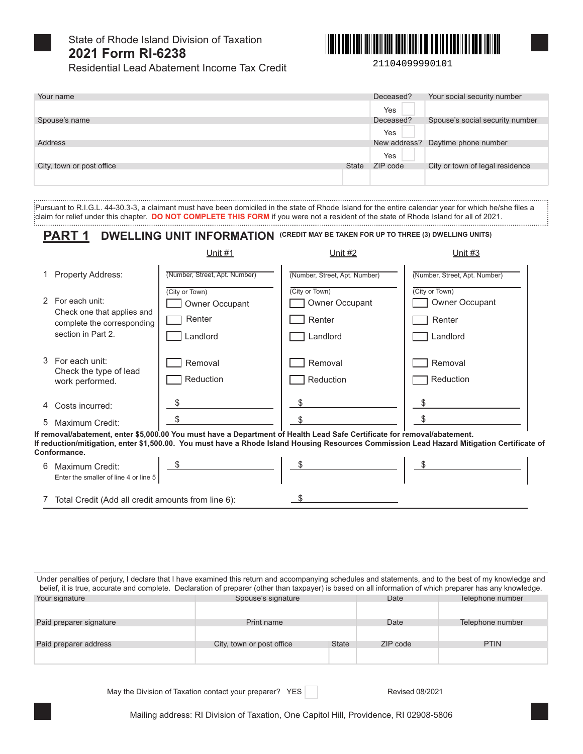State of Rhode Island Division of Taxation

# 2021 Form RI-6238

Residential Lead Abatement Income Tax Credit

21104099990101

| Your name | | Deceased? | Your social security number |
|---|---|---|---|
| | | Yes ☐ | |
| **Spouse's name** | | **Deceased?** | **Spouse's social security number** |
| | | Yes ☐ | |
| **Address** | | **New address?** | **Daytime phone number** |
| | | Yes ☐ | |
| **City, town or post office** | **State** | **ZIP code** | **City or town of legal residence** |
| | | | |

Pursuant to R.I.G.L. 44-30.3-3, a claimant must have been domiciled in the state of Rhode Island for the entire calendar year for which he/she files a claim for relief under this chapter. **DO NOT COMPLETE THIS FORM** if you were not a resident of the state of Rhode Island for all of 2021.

## PART 1 DWELLING UNIT INFORMATION (CREDIT MAY BE TAKEN FOR UP TO THREE (3) DWELLING UNITS)

| | Unit #1 | Unit #2 | Unit #3 |
|---|---|---|---|
| 1 Property Address: | (Number, Street, Apt. Number)<br>(City or Town) | (Number, Street, Apt. Number)<br>(City or Town) | (Number, Street, Apt. Number)<br>(City or Town) |
| 2 For each unit: Check one that applies and complete the corresponding section in Part 2. | ☐ Owner Occupant<br>☐ Renter<br>☐ Landlord | ☐ Owner Occupant<br>☐ Renter<br>☐ Landlord | ☐ Owner Occupant<br>☐ Renter<br>☐ Landlord |
| 3 For each unit: Check the type of lead work performed. | ☐ Removal<br>☐ Reduction | ☐ Removal<br>☐ Reduction | ☐ Removal<br>☐ Reduction |
| 4 Costs incurred: | $ | $ | $ |
| 5 Maximum Credit: | $ | $ | $ |

**If removal/abatement, enter $5,000.00 You must have a Department of Health Lead Safe Certificate for removal/abatement.**
**If reduction/mitigation, enter $1,500.00. You must have a Rhode Island Housing Resources Commission Lead Hazard Mitigation Certificate of Conformance.**

| | Unit #1 | Unit #2 | Unit #3 |
|---|---|---|---|
| 6 Maximum Credit: Enter the smaller of line 4 or line 5 | $ | $ | $ |

7 Total Credit (Add all credit amounts from line 6): $

Under penalties of perjury, I declare that I have examined this return and accompanying schedules and statements, and to the best of my knowledge and belief, it is true, accurate and complete. Declaration of preparer (other than taxpayer) is based on all information of which preparer has any knowledge.

| Your signature | Spouse's signature | | Date | Telephone number |
|---|---|---|---|---|
| | | | | |
| **Paid preparer signature** | **Print name** | | **Date** | **Telephone number** |
| | | | | |
| **Paid preparer address** | **City, town or post office** | **State** | **ZIP code** | **PTIN** |
| | | | | |

May the Division of Taxation contact your preparer? YES ☐

Revised 08/2021

Mailing address: RI Division of Taxation, One Capitol Hill, Providence, RI 02908-5806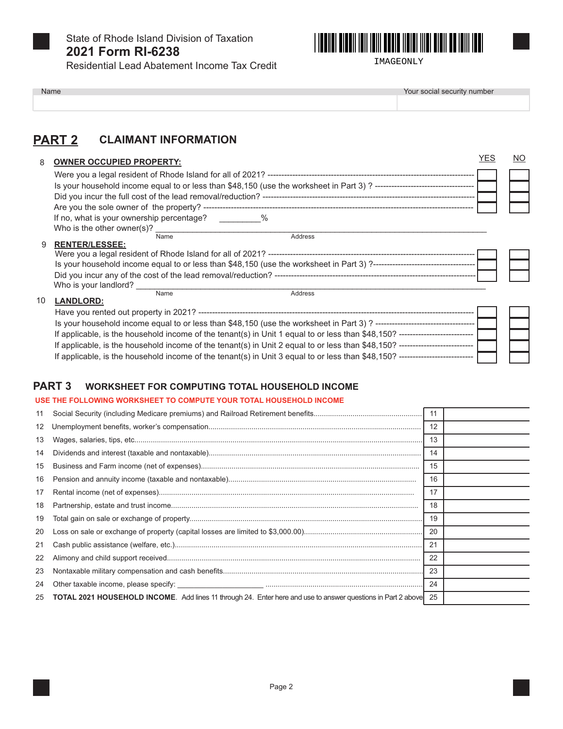State of Rhode Island Division of Taxation

# 2021 Form RI-6238

Residential Lead Abatement Income Tax Credit

IMAGEONLY

| Name | Your social security number |
|---|---|
| | |

## PART 2 CLAIMANT INFORMATION

| | YES | NO |
|---|---|---|
| **8 OWNER OCCUPIED PROPERTY:** | | |
| Were you a legal resident of Rhode Island for all of 2021? | | |
| Is your household income equal to or less than $48,150 (use the worksheet in Part 3) ? | | |
| Did you incur the full cost of the lead removal/reduction? | | |
| Are you the sole owner of the property? | | |

If no, what is your ownership percentage? _________%

Who is the other owner(s)? ______________________________ (Name) (Address)

| | YES | NO |
|---|---|---|
| **9 RENTER/LESSEE:** | | |
| Were you a legal resident of Rhode Island for all of 2021? | | |
| Is your household income equal to or less than $48,150 (use the worksheet in Part 3) ? | | |
| Did you incur any of the cost of the lead removal/reduction? | | |

Who is your landlord? ______________________________ (Name) (Address)

| | YES | NO |
|---|---|---|
| **10 LANDLORD:** | | |
| Have you rented out property in 2021? | | |
| Is your household income equal to or less than $48,150 (use the worksheet in Part 3) ? | | |
| If applicable, is the household income of the tenant(s) in Unit 1 equal to or less than $48,150? | | |
| If applicable, is the household income of the tenant(s) in Unit 2 equal to or less than $48,150? | | |
| If applicable, is the household income of the tenant(s) in Unit 3 equal to or less than $48,150? | | |

## PART 3 WORKSHEET FOR COMPUTING TOTAL HOUSEHOLD INCOME

**USE THE FOLLOWING WORKSHEET TO COMPUTE YOUR TOTAL HOUSEHOLD INCOME**

| | | | |
|---|---|---|---|
| 11 | Social Security (including Medicare premiums) and Railroad Retirement benefits | 11 | |
| 12 | Unemployment benefits, worker's compensation | 12 | |
| 13 | Wages, salaries, tips, etc. | 13 | |
| 14 | Dividends and interest (taxable and nontaxable) | 14 | |
| 15 | Business and Farm income (net of expenses) | 15 | |
| 16 | Pension and annuity income (taxable and nontaxable) | 16 | |
| 17 | Rental income (net of expenses) | 17 | |
| 18 | Partnership, estate and trust income | 18 | |
| 19 | Total gain on sale or exchange of property | 19 | |
| 20 | Loss on sale or exchange of property (capital losses are limited to $3,000.00) | 20 | |
| 21 | Cash public assistance (welfare, etc.) | 21 | |
| 22 | Alimony and child support received | 22 | |
| 23 | Nontaxable military compensation and cash benefits | 23 | |
| 24 | Other taxable income, please specify: ____________________ | 24 | |
| 25 | **TOTAL 2021 HOUSEHOLD INCOME**. Add lines 11 through 24. Enter here and use to answer questions in Part 2 above | 25 | |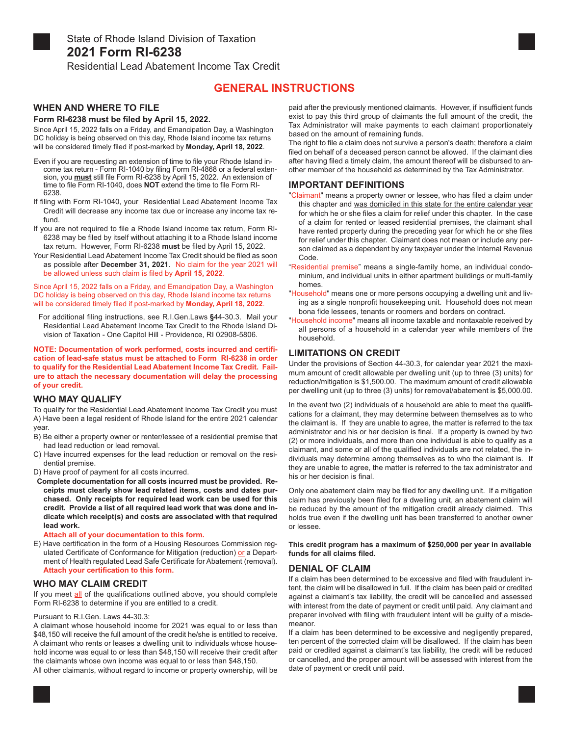State of Rhode Island Division of Taxation

# 2021 Form RI-6238

Residential Lead Abatement Income Tax Credit

## GENERAL INSTRUCTIONS

### WHEN AND WHERE TO FILE

**Form RI-6238 must be filed by April 15, 2022.**

Since April 15, 2022 falls on a Friday, and Emancipation Day, a Washington DC holiday is being observed on this day, Rhode Island income tax returns will be considered timely filed if post-marked by **Monday, April 18, 2022**.

Even if you are requesting an extension of time to file your Rhode Island income tax return - Form RI-1040 by filing Form RI-4868 or a federal extension, you **must** still file Form RI-6238 by April 15, 2022. An extension of time to file Form RI-1040, does **NOT** extend the time to file Form RI-6238.

If filing with Form RI-1040, your Residential Lead Abatement Income Tax Credit will decrease any income tax due or increase any income tax refund.

If you are not required to file a Rhode Island income tax return, Form RI-6238 may be filed by itself without attaching it to a Rhode Island income tax return. However, Form RI-6238 **must** be filed by April 15, 2022.

Your Residential Lead Abatement Income Tax Credit should be filed as soon as possible after **December 31, 2021**. No claim for the year 2021 will be allowed unless such claim is filed by **April 15, 2022**.

Since April 15, 2022 falls on a Friday, and Emancipation Day, a Washington DC holiday is being observed on this day, Rhode Island income tax returns will be considered timely filed if post-marked by **Monday, April 18, 2022**.

For additional filing instructions, see R.I.Gen.Laws §44-30.3. Mail your Residential Lead Abatement Income Tax Credit to the Rhode Island Division of Taxation - One Capitol Hill - Providence, RI 02908-5806.

**NOTE: Documentation of work performed, costs incurred and certification of lead-safe status must be attached to Form RI-6238 in order to qualify for the Residential Lead Abatement Income Tax Credit. Failure to attach the necessary documentation will delay the processing of your credit.**

### WHO MAY QUALIFY

To qualify for the Residential Lead Abatement Income Tax Credit you must

A) Have been a legal resident of Rhode Island for the entire 2021 calendar year.

B) Be either a property owner or renter/lessee of a residential premise that had lead reduction or lead removal.

C) Have incurred expenses for the lead reduction or removal on the residential premise.

D) Have proof of payment for all costs incurred.

**Complete documentation for all costs incurred must be provided. Receipts must clearly show lead related items, costs and dates purchased. Only receipts for required lead work can be used for this credit. Provide a list of all required lead work that was done and indicate which receipt(s) and costs are associated with that required lead work.**

**Attach all of your documentation to this form.**

E) Have certification in the form of a Housing Resources Commission regulated Certificate of Conformance for Mitigation (reduction) or a Department of Health regulated Lead Safe Certificate for Abatement (removal). **Attach your certification to this form.**

### WHO MAY CLAIM CREDIT

If you meet all of the qualifications outlined above, you should complete Form RI-6238 to determine if you are entitled to a credit.

Pursuant to R.I.Gen. Laws 44-30.3:

A claimant whose household income for 2021 was equal to or less than $48,150 will receive the full amount of the credit he/she is entitled to receive. A claimant who rents or leases a dwelling unit to individuals whose household income was equal to or less than $48,150 will receive their credit after the claimants whose own income was equal to or less than $48,150.

All other claimants, without regard to income or property ownership, will be paid after the previously mentioned claimants. However, if insufficient funds exist to pay this third group of claimants the full amount of the credit, the Tax Administrator will make payments to each claimant proportionately based on the amount of remaining funds.

The right to file a claim does not survive a person's death; therefore a claim filed on behalf of a deceased person cannot be allowed. If the claimant dies after having filed a timely claim, the amount thereof will be disbursed to another member of the household as determined by the Tax Administrator.

### IMPORTANT DEFINITIONS

"Claimant" means a property owner or lessee, who has filed a claim under this chapter and was domiciled in this state for the entire calendar year for which he or she files a claim for relief under this chapter. In the case of a claim for rented or leased residential premises, the claimant shall have rented property during the preceding year for which he or she files for relief under this chapter. Claimant does not mean or include any person claimed as a dependent by any taxpayer under the Internal Revenue Code.

"Residential premise" means a single-family home, an individual condominium, and individual units in either apartment buildings or multi-family homes.

"Household" means one or more persons occupying a dwelling unit and living as a single nonprofit housekeeping unit. Household does not mean bona fide lessees, tenants or roomers and borders on contract.

"Household income" means all income taxable and nontaxable received by all persons of a household in a calendar year while members of the household.

### LIMITATIONS ON CREDIT

Under the provisions of Section 44-30.3, for calendar year 2021 the maximum amount of credit allowable per dwelling unit (up to three (3) units) for reduction/mitigation is $1,500.00. The maximum amount of credit allowable per dwelling unit (up to three (3) units) for removal/abatement is $5,000.00.

In the event two (2) individuals of a household are able to meet the qualifications for a claimant, they may determine between themselves as to who the claimant is. If they are unable to agree, the matter is referred to the tax administrator and his or her decision is final. If a property is owned by two (2) or more individuals, and more than one individual is able to qualify as a claimant, and some or all of the qualified individuals are not related, the individuals may determine among themselves as to who the claimant is. If they are unable to agree, the matter is referred to the tax administrator and his or her decision is final.

Only one abatement claim may be filed for any dwelling unit. If a mitigation claim has previously been filed for a dwelling unit, an abatement claim will be reduced by the amount of the mitigation credit already claimed. This holds true even if the dwelling unit has been transferred to another owner or lessee.

**This credit program has a maximum of $250,000 per year in available funds for all claims filed.**

### DENIAL OF CLAIM

If a claim has been determined to be excessive and filed with fraudulent intent, the claim will be disallowed in full. If the claim has been paid or credited against a claimant's tax liability, the credit will be cancelled and assessed with interest from the date of payment or credit until paid. Any claimant and preparer involved with filing with fraudulent intent will be guilty of a misdemeanor.

If a claim has been determined to be excessive and negligently prepared, ten percent of the corrected claim will be disallowed. If the claim has been paid or credited against a claimant's tax liability, the credit will be reduced or cancelled, and the proper amount will be assessed with interest from the date of payment or credit until paid.